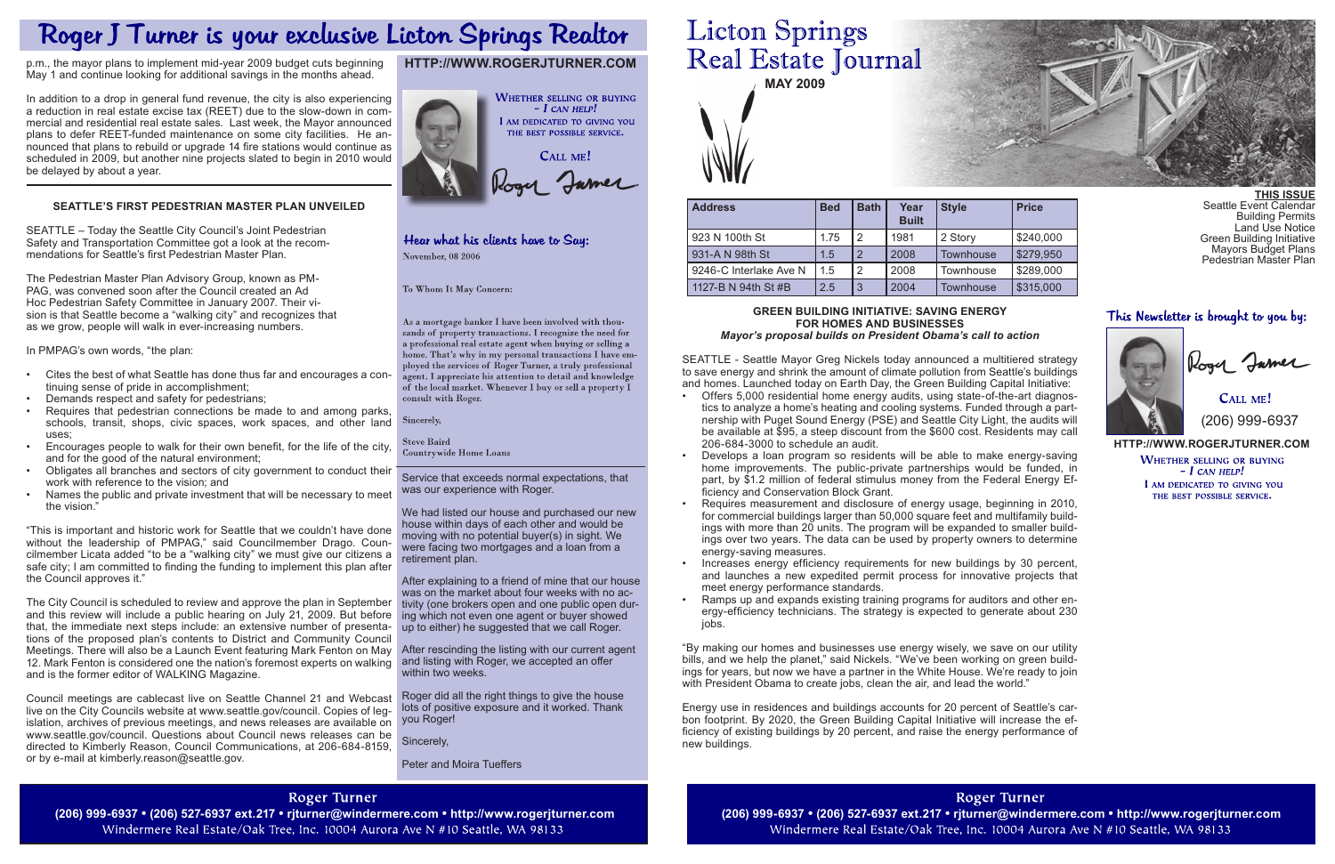# Roger J Turner is your exclusive Licton Springs Realtor

p.m., the mayor plans to implement mid-year 2009 budget cuts beginning May 1 and continue looking for additional savings in the months ahead.

In addition to a drop in general fund revenue, the city is also experiencing a reduction in real estate excise tax (REET) due to the slow-down in commercial and residential real estate sales. Last week, the Mayor announced plans to defer REET-funded maintenance on some city facilities. He announced that plans to rebuild or upgrade 14 fire stations would continue as scheduled in 2009, but another nine projects slated to begin in 2010 would be delayed by about a year.

### SEATTLE'S FIRST PEDESTRIAN MASTER PLAN UNVEILED

SEATTLE – Today the Seattle City Council's Joint Pedestrian Safety and Transportation Committee got a look at the recommendations for Seattle's first Pedestrian Master Plan.

The Pedestrian Master Plan Advisory Group, known as PMPAG, was convened soon after the Council created an Ad Hoc Pedestrian Safety Committee in January 2007. Their vision is that Seattle become a "walking city" and recognizes that as we grow, people will walk in ever-increasing numbers.

In PMPAG's own words, "the plan:

- Cites the best of what Seattle has done thus far and encourages a continuing sense of pride in accomplishment;
- Demands respect and safety for pedestrians;
- Requires that pedestrian connections be made to and among parks, schools, transit, shops, civic spaces, work spaces, and other land uses;
- Encourages people to walk for their own benefit, for the life of the city, and for the good of the natural environment;
- Obligates all branches and sectors of city government to conduct their work with reference to the vision; and
- Names the public and private investment that will be necessary to meet the vision."

"This is important and historic work for Seattle that we couldn't have done without the leadership of PMPAG," said Councilmember Drago. Councilmember Licata added "to be a "walking city" we must give our citizens a safe city; I am committed to finding the funding to implement this plan after the Council approves it."

The City Council is scheduled to review and approve the plan in September and this review will include a public hearing on July 21, 2009. But before that, the immediate next steps include: an extensive number of presentations of the proposed plan's contents to District and Community Council Meetings. There will also be a Launch Event featuring Mark Fenton on May 12. Mark Fenton is considered one the nation's foremost experts on walking and is the former editor of WALKING Magazine.

Council meetings are cablecast live on Seattle Channel 21 and Webcast live on the City Councils website at www.seattle.gov/council. Copies of legislation, archives of previous meetings, and news releases are available on www.seattle.gov/council. Questions about Council news releases can be directed to Kimberly Reason, Council Communications, at 206-684-8159, or by e-mail at kimberly.reason@seattle.gov.

**HTTP://WWW.ROGERJTURNER.COM**

WHETHER SELLING OR BUYING – *I CAN HELP!*
I AM DEDICATED TO GIVING YOU THE BEST POSSIBLE SERVICE.

CALL ME!

Roger Turner

## Hear what his clients have to Say:

November, 08 2006

To Whom It May Concern:

As a mortgage banker I have been involved with thousands of property transactions. I recognize the need for a professional real estate agent when buying or selling a home. That's why in my personal transactions I have employed the services of Roger Turner, a truly professional agent. I appreciate his attention to detail and knowledge of the local market. Whenever I buy or sell a property I consult with Roger.

Sincerely,

Steve Baird
Countrywide Home Loans

Service that exceeds normal expectations, that was our experience with Roger.

We had listed our house and purchased our new house within days of each other and would be moving with no potential buyer(s) in sight. We were facing two mortgages and a loan from a retirement plan.

After explaining to a friend of mine that our house was on the market about four weeks with no activity (one brokers open and one public open during which not even one agent or buyer showed up to either) he suggested that we call Roger.

After rescinding the listing with our current agent and listing with Roger, we accepted an offer within two weeks.

Roger did all the right things to give the house lots of positive exposure and it worked. Thank you Roger!

Sincerely,

Peter and Moira Tueffers

**Roger Turner**
**(206) 999-6937 • (206) 527-6937 ext.217 • rjturner@windermere.com • http://www.rogerjturner.com**
Windermere Real Estate/Oak Tree, Inc. 10004 Aurora Ave N #10 Seattle, WA 98133

# Licton Springs Real Estate Journal

**MAY 2009**

| Address | Bed | Bath | Year Built | Style | Price |
|---|---|---|---|---|---|
| 923 N 100th St | 1.75 | 2 | 1981 | 2 Story | $240,000 |
| 931-A N 98th St | 1.5 | 2 | 2008 | Townhouse | $279,950 |
| 9246-C Interlake Ave N | 1.5 | 2 | 2008 | Townhouse | $289,000 |
| 1127-B N 94th St #B | 2.5 | 3 | 2004 | Townhouse | $315,000 |

**THIS ISSUE**
Seattle Event Calendar
Building Permits
Land Use Notice
Green Building Initiative
Mayors Budget Plans
Pedestrian Master Plan

### GREEN BUILDING INITIATIVE: SAVING ENERGY FOR HOMES AND BUSINESSES
***Mayor's proposal builds on President Obama's call to action***

SEATTLE - Seattle Mayor Greg Nickels today announced a multitiered strategy to save energy and shrink the amount of climate pollution from Seattle's buildings and homes. Launched today on Earth Day, the Green Building Capital Initiative:

- Offers 5,000 residential home energy audits, using state-of-the-art diagnostics to analyze a home's heating and cooling systems. Funded through a partnership with Puget Sound Energy (PSE) and Seattle City Light, the audits will be available at $95, a steep discount from the $600 cost. Residents may call 206-684-3000 to schedule an audit.
- Develops a loan program so residents will be able to make energy-saving home improvements. The public-private partnerships would be funded, in part, by $1.2 million of federal stimulus money from the Federal Energy Efficiency and Conservation Block Grant.
- Requires measurement and disclosure of energy usage, beginning in 2010, for commercial buildings larger than 50,000 square feet and multifamily buildings with more than 20 units. The program will be expanded to smaller buildings over two years. The data can be used by property owners to determine energy-saving measures.
- Increases energy efficiency requirements for new buildings by 30 percent, and launches a new expedited permit process for innovative projects that meet energy performance standards.
- Ramps up and expands existing training programs for auditors and other energy-efficiency technicians. The strategy is expected to generate about 230 jobs.

"By making our homes and businesses use energy wisely, we save on our utility bills, and we help the planet," said Nickels. "We've been working on green buildings for years, but now we have a partner in the White House. We're ready to join with President Obama to create jobs, clean the air, and lead the world."

Energy use in residences and buildings accounts for 20 percent of Seattle's carbon footprint. By 2020, the Green Building Capital Initiative will increase the efficiency of existing buildings by 20 percent, and raise the energy performance of new buildings.

## This Newsletter is brought to you by:

Roger Turner

CALL ME!
(206) 999-6937

**HTTP://WWW.ROGERJTURNER.COM**

WHETHER SELLING OR BUYING – *I CAN HELP!*
I AM DEDICATED TO GIVING YOU THE BEST POSSIBLE SERVICE.

**Roger Turner**
**(206) 999-6937 • (206) 527-6937 ext.217 • rjturner@windermere.com • http://www.rogerjturner.com**
Windermere Real Estate/Oak Tree, Inc. 10004 Aurora Ave N #10 Seattle, WA 98133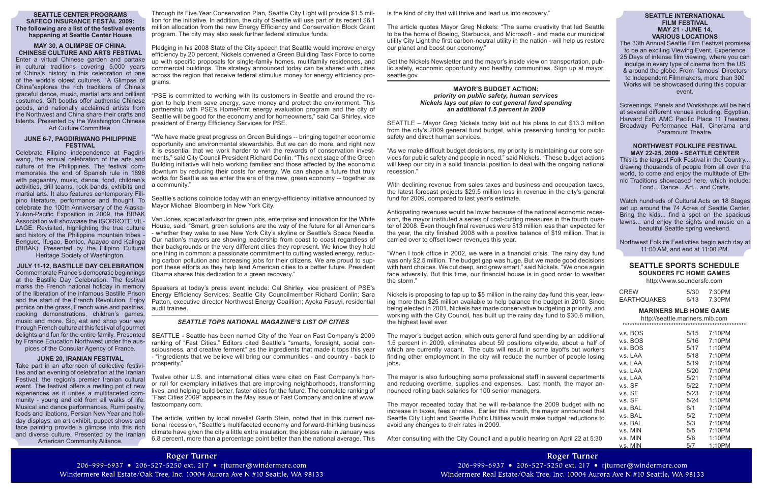## SEATTLE CENTER PROGRAMS
## SAFECO INSURANCE FESTÁL 2009:

**The following are a list of the festival events happening at Seattle Center House**

### MAY 30, A GLIMPSE OF CHINA: CHINESE CULTURE AND ARTS FESTIVAL

Enter a virtual Chinese garden and partake in cultural traditions covering 5,000 years of China's history in this celebration of one of the world's oldest cultures. "A Glimpse of China"explores the rich traditions of China's graceful dance, music, martial arts and brilliant costumes. Gift booths offer authentic Chinese goods, and nationally acclaimed artists from the Northwest and China share their crafts and talents. Presented by the Washington Chinese Art Culture Committee.

### JUNE 6-7, PAGDIRIWANG PHILIPPINE FESTIVAL

Celebrate Filipino independence at Pagdiriwang, the annual celebration of the arts and culture of the Philippines. The festival commemorates the end of Spanish rule in 1898 with pageantry, music, dance, food, children's activities, drill teams, rock bands, exhibits and martial arts. It also features contemporary Filipino literature, performance and thought. To celebrate the 100th Anniversary of the Alaska-Yukon-Pacific Exposition in 2009, the BIBAK Association will showcase the IGORROTE VILLAGE: Revisited, highlighting the true culture and history of the Philippine mountain tribes - Benguet, Ifugao, Bontoc, Apayao and Kalinga (BIBAK). Presented by the Filipino Cultural Heritage Society of Washington.

### JULY 11-12, BASTILLE DAY CELEBRATION

Commemorate France's democratic beginnings at the Bastille Day Celebration. The festival marks the French national holiday in memory of the liberation of the infamous Bastille Prison and the start of the French Revolution. Enjoy picnics on the grass, French wine and pastries, cooking demonstrations, children's games, music and more. Sip, eat and shop your way through French culture at this festival of gourmet delights and fun for the entire family. Presented by France Education Northwest under the auspices of the Consular Agency of France.

### JUNE 20, IRANIAN FESTIVAL

Take part in an afternoon of collective festivities and an evening of celebration at the Iranian Festival, the region's premier Iranian cultural event. The festival offers a melting pot of new experiences as it unites a multifaceted community - young and old from all walks of life. Musical and dance performances, Rumi poetry, foods and libations, Persian New Year and holiday displays, an art exhibit, puppet shows and face painting provide a glimpse into this rich and diverse culture. Presented by the Iranian American Community Alliance.

Through its Five Year Conservation Plan, Seattle City Light will provide $1.5 million for the initiative. In addition, the city of Seattle will use part of its recent $6.1 million allocation from the new Energy Efficiency and Conservation Block Grant program. The city may also seek further federal stimulus funds.

Pledging in his 2008 State of the City speech that Seattle would improve energy efficiency by 20 percent, Nickels convened a Green Building Task Force to come up with specific proposals for single-family homes, multifamily residences, and commercial buildings. The strategy announced today can be shared with cities across the region that receive federal stimulus money for energy efficiency programs.

"PSE is committed to working with its customers in Seattle and around the region to help them save energy, save money and protect the environment. This partnership with PSE's HomePrint energy evaluation program and the city of Seattle will be good for the economy and for homeowners," said Cal Shirley, vice president of Energy Efficiency Services for PSE.

"We have made great progress on Green Buildings -- bringing together economic opportunity and environmental stewardship. But we can do more, and right now it is essential that we work harder to win the rewards of conservation investments," said City Council President Richard Conlin. "This next stage of the Green Building initiative will help working families and those affected by the economic downturn by reducing their costs for energy. We can shape a future that truly works for Seattle as we enter the era of the new, green economy -- together as a community."

Seattle's actions coincide today with an energy-efficiency initiative announced by Mayor Michael Bloomberg in New York City.

Van Jones, special advisor for green jobs, enterprise and innovation for the White House, said: "Smart, green solutions are the way of the future for all Americans - whether they wake to see New York City's skyline or Seattle's Space Needle. Our nation's mayors are showing leadership from coast to coast regardless of their backgrounds or the very different cities they represent. We know they hold one thing in common: a passionate commitment to cutting wasted energy, reducing carbon pollution and increasing jobs for their citizens. We are proud to support these efforts as they help lead American cities to a better future. President Obama shares this dedication to a green recovery."

Speakers at today's press event include: Cal Shirley, vice president of PSE's Energy Efficiency Services; Seattle City Councilmember Richard Conlin; Sara Patton, executive director Northwest Energy Coalition; Ayoka Fasuyi, residential audit trainee.

### *SEATTLE TOPS NATIONAL MAGAZINE'S LIST OF CITIES*

SEATTLE - Seattle has been named City of the Year on Fast Company's 2009 ranking of "Fast Cities." Editors cited Seattle's "smarts, foresight, social consciousness, and creative ferment" as the ingredients that made it tops this year - "ingredients that we believe will bring our communities - and country - back to prosperity."

Twelve other U.S. and international cities were cited on Fast Company's honor roll for exemplary initiatives that are improving neighborhoods, transforming lives, and helping build better, faster cities for the future. The complete ranking of "Fast Cities 2009" appears in the May issue of Fast Company and online at www.fastcompany.com.

The article, written by local novelist Garth Stein, noted that in this current national recession, "Seattle's multifaceted economy and forward-thinking business climate have given the city a little extra insulation; the jobless rate in January was 6.8 percent, more than a percentage point better than the national average. This is the kind of city that will thrive and lead us into recovery."

The article quotes Mayor Greg Nickels: "The same creativity that led Seattle to be the home of Boeing, Starbucks, and Microsoft - and made our municipal utility City Light the first carbon-neutral utility in the nation - will help us restore our planet and boost our economy."

Get the Nickels Newsletter and the mayor's inside view on transportation, public safety, economic opportunity and healthy communities. Sign up at mayor.seattle.gov

### MAYOR'S BUDGET ACTION:
***priority on public safety, human services***
***Nickels lays out plan to cut general fund spending an additional 1.5 percent in 2009***

SEATTLE – Mayor Greg Nickels today laid out his plans to cut $13.3 million from the city's 2009 general fund budget, while preserving funding for public safety and direct human services.

"As we make difficult budget decisions, my priority is maintaining our core services for public safety and people in need," said Nickels. "These budget actions will keep our city in a solid financial position to deal with the ongoing national recession."

With declining revenue from sales taxes and business and occupation taxes, the latest forecast projects $29.5 million less in revenue in the city's general fund for 2009, compared to last year's estimate.

Anticipating revenues would be lower because of the national economic recession, the mayor instituted a series of cost-cutting measures in the fourth quarter of 2008. Even though final revenues were $13 million less than expected for the year, the city finished 2008 with a positive balance of $19 million. That is carried over to offset lower revenues this year.

"When I took office in 2002, we were in a financial crisis. The rainy day fund was only $2.5 million. The budget gap was huge. But we made good decisions with hard choices. We cut deep, and grew smart," said Nickels. "We once again face adversity. But this time, our financial house is in good order to weather the storm."

Nickels is proposing to tap up to $5 million in the rainy day fund this year, leaving more than $25 million available to help balance the budget in 2010. Since being elected in 2001, Nickels has made conservative budgeting a priority, and working with the City Council, has built up the rainy day fund to $30.6 million, the highest level ever.

The mayor's budget action, which cuts general fund spending by an additional 1.5 percent in 2009, eliminates about 59 positions citywide, about a half of which are currently vacant. The cuts will result in some layoffs but workers finding other employment in the city will reduce the number of people losing jobs.

The mayor is also furloughing some professional staff in several departments and reducing overtime, supplies and expenses. Last month, the mayor announced rolling back salaries for 100 senior managers.

The mayor repeated today that he will re-balance the 2009 budget with no increase in taxes, fees or rates. Earlier this month, the mayor announced that Seattle City Light and Seattle Public Utilities would make budget reductions to avoid any changes to their rates in 2009.

After consulting with the City Council and a public hearing on April 22 at 5:30

## SEATTLE INTERNATIONAL FILM FESTIVAL
### MAY 21 - JUNE 14, VARIOUS LOCATIONS

The 33th Annual Seattle Film Festival promises to be an exciting Viewing Event. Experience 25 Days of intense film viewing, where you can indulge in every type of cinema from the US & around the globe. From `famous' Directors to Independent Filmmakers, more than 300 Works will be showcased during this popular event.

Screenings, Panels and Workshops will be held at several different venues including; Egyptian, Harvard Exit, AMC Pacific Place 11 Theatres, Broadway Performance Hall, Cinerama and Paramount Theatre.

### NORTHWEST FOLKLIFE FESTIVAL
### MAY 22-25, 2009 - SEATTLE CENTER

This is the largest Folk Festival in the Country... drawing thousands of people from all over the world, to come and enjoy the multitude of Ethnic Traditions showcased here, which include: Food... Dance... Art... and Crafts.

Watch hundreds of Cultural Acts on 18 Stages set up around the 74 Acres of Seattle Center. Bring the kids... find a spot on the spacious lawns... and enjoy the sights and music on a beautiful Seattle spring weekend.

Northwest Folklife Festivities begin each day at 11:00 AM, and end at 11:00 PM.

## SEATTLE SPORTS SCHEDULE
### SOUNDERS FC HOME GAMES

http://www.soundersfc.com

| | | |
|---|---|---|
| CREW | 5/30 | 7:30PM |
| EARTHQUAKES | 6/13 | 7:30PM |

### MARINERS MLB HOME GAME

http://seattle.mariners.mlb.com

| | | |
|---|---|---|
| v.s. BOS | 5/15 | 7:10PM |
| v.s. BOS | 5/16 | 7:10PM |
| v.s. BOS | 5/17 | 1:10PM |
| v.s. LAA | 5/18 | 7:10PM |
| v.s. LAA | 5/19 | 7:10PM |
| v.s. LAA | 5/20 | 7:10PM |
| v.s. LAA | 5/21 | 7:10PM |
| v.s. SF | 5/22 | 7:10PM |
| v.s. SF | 5/23 | 7:10PM |
| v.s. SF | 5/24 | 1:10PM |
| v.s. BAL | 6/1 | 7:10PM |
| v.s. BAL | 5/2 | 7:10PM |
| v.s. BAL | 5/3 | 7:10PM |
| v.s. MIN | 5/5 | 7:10PM |
| v.s. MIN | 5/6 | 1:10PM |
| v.s. MIN | 5/7 | 1:10PM |

**Roger Turner**
206-999-6937 • 206-527-5250 ext. 217 • rjturner@windermere.com
Windermere Real Estate/Oak Tree, Inc. 10004 Aurora Ave N #10 Seattle, WA 98133